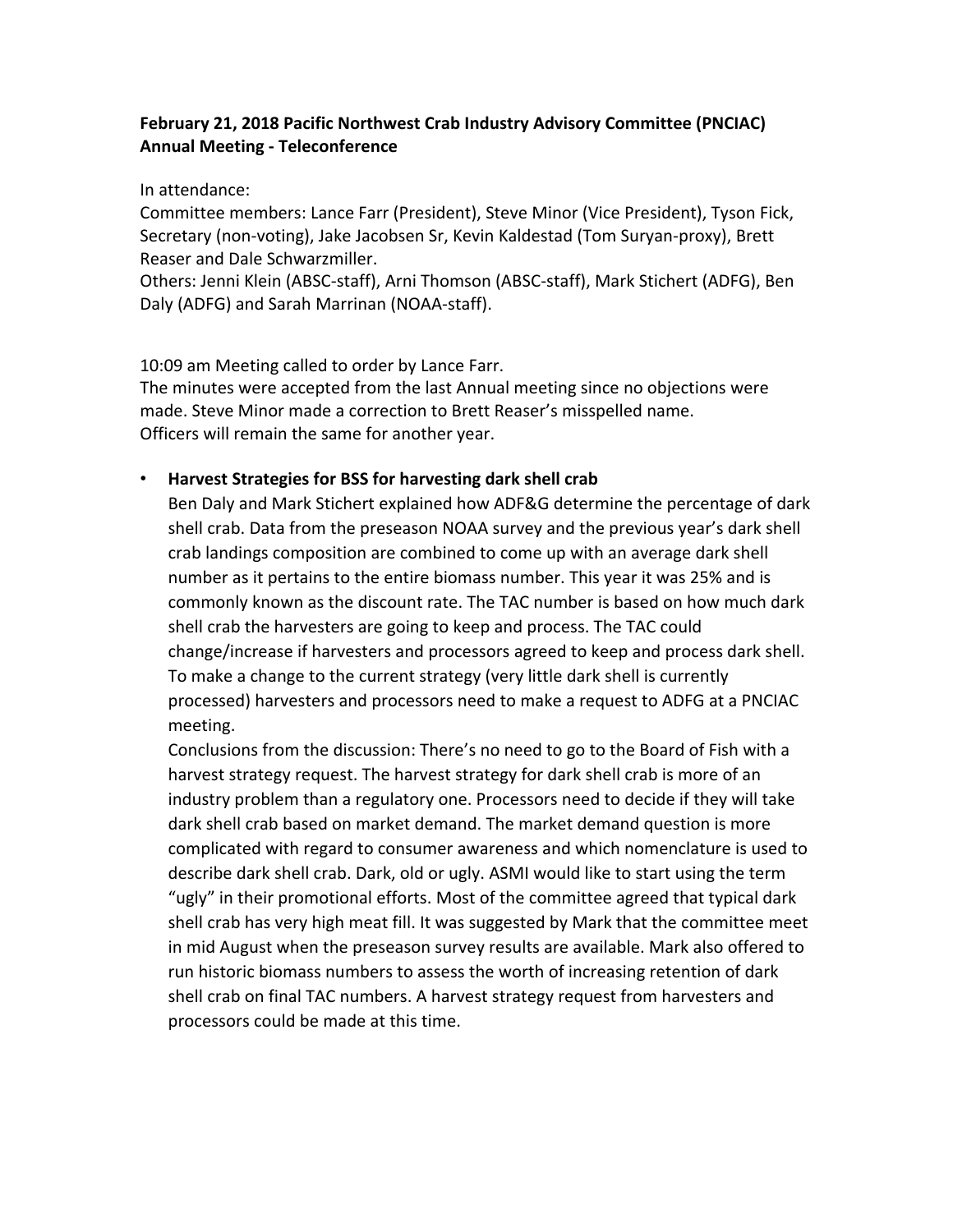**February 21, 2018 Pacific Northwest Crab Industry Advisory Committee (PNCIAC) Annual Meeting - Teleconference**

In attendance:
Committee members: Lance Farr (President), Steve Minor (Vice President), Tyson Fick, Secretary (non-voting), Jake Jacobsen Sr, Kevin Kaldestad (Tom Suryan-proxy), Brett Reaser and Dale Schwarzmiller.
Others: Jenni Klein (ABSC-staff), Arni Thomson (ABSC-staff), Mark Stichert (ADFG), Ben Daly (ADFG) and Sarah Marrinan (NOAA-staff).

10:09 am Meeting called to order by Lance Farr.
The minutes were accepted from the last Annual meeting since no objections were made. Steve Minor made a correction to Brett Reaser's misspelled name.
Officers will remain the same for another year.

- **Harvest Strategies for BSS for harvesting dark shell crab**
  Ben Daly and Mark Stichert explained how ADF&G determine the percentage of dark shell crab. Data from the preseason NOAA survey and the previous year's dark shell crab landings composition are combined to come up with an average dark shell number as it pertains to the entire biomass number. This year it was 25% and is commonly known as the discount rate. The TAC number is based on how much dark shell crab the harvesters are going to keep and process. The TAC could change/increase if harvesters and processors agreed to keep and process dark shell. To make a change to the current strategy (very little dark shell is currently processed) harvesters and processors need to make a request to ADFG at a PNCIAC meeting.
  Conclusions from the discussion: There's no need to go to the Board of Fish with a harvest strategy request. The harvest strategy for dark shell crab is more of an industry problem than a regulatory one. Processors need to decide if they will take dark shell crab based on market demand. The market demand question is more complicated with regard to consumer awareness and which nomenclature is used to describe dark shell crab. Dark, old or ugly. ASMI would like to start using the term "ugly" in their promotional efforts. Most of the committee agreed that typical dark shell crab has very high meat fill. It was suggested by Mark that the committee meet in mid August when the preseason survey results are available. Mark also offered to run historic biomass numbers to assess the worth of increasing retention of dark shell crab on final TAC numbers. A harvest strategy request from harvesters and processors could be made at this time.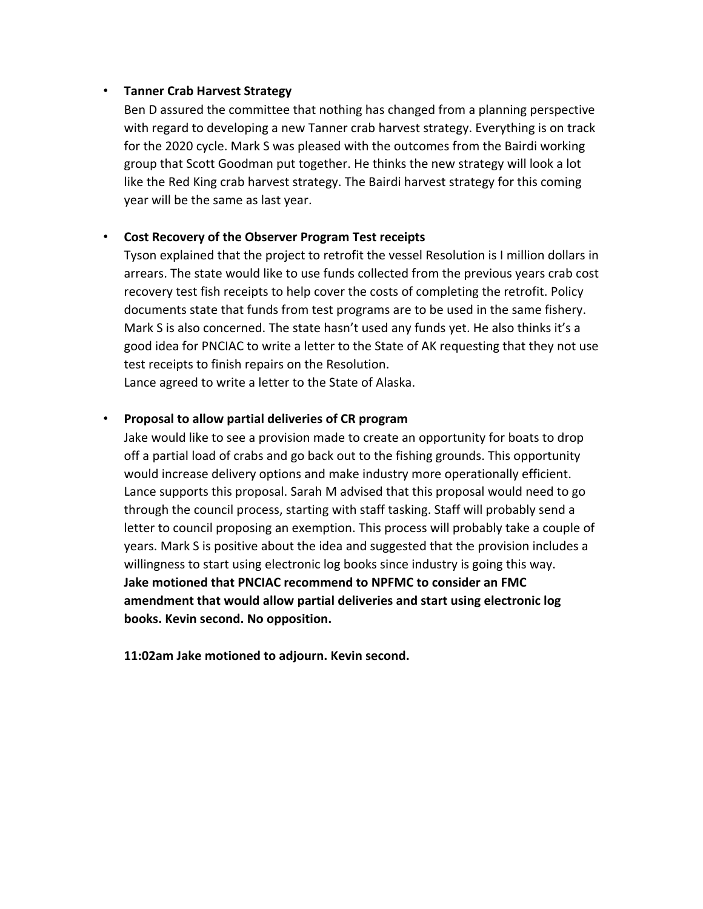- **Tanner Crab Harvest Strategy**
  Ben D assured the committee that nothing has changed from a planning perspective with regard to developing a new Tanner crab harvest strategy. Everything is on track for the 2020 cycle. Mark S was pleased with the outcomes from the Bairdi working group that Scott Goodman put together. He thinks the new strategy will look a lot like the Red King crab harvest strategy. The Bairdi harvest strategy for this coming year will be the same as last year.

- **Cost Recovery of the Observer Program Test receipts**
  Tyson explained that the project to retrofit the vessel Resolution is I million dollars in arrears. The state would like to use funds collected from the previous years crab cost recovery test fish receipts to help cover the costs of completing the retrofit. Policy documents state that funds from test programs are to be used in the same fishery. Mark S is also concerned. The state hasn't used any funds yet. He also thinks it's a good idea for PNCIAC to write a letter to the State of AK requesting that they not use test receipts to finish repairs on the Resolution.
  Lance agreed to write a letter to the State of Alaska.

- **Proposal to allow partial deliveries of CR program**
  Jake would like to see a provision made to create an opportunity for boats to drop off a partial load of crabs and go back out to the fishing grounds. This opportunity would increase delivery options and make industry more operationally efficient. Lance supports this proposal. Sarah M advised that this proposal would need to go through the council process, starting with staff tasking. Staff will probably send a letter to council proposing an exemption. This process will probably take a couple of years. Mark S is positive about the idea and suggested that the provision includes a willingness to start using electronic log books since industry is going this way.
  **Jake motioned that PNCIAC recommend to NPFMC to consider an FMC amendment that would allow partial deliveries and start using electronic log books. Kevin second. No opposition.**

  **11:02am Jake motioned to adjourn. Kevin second.**